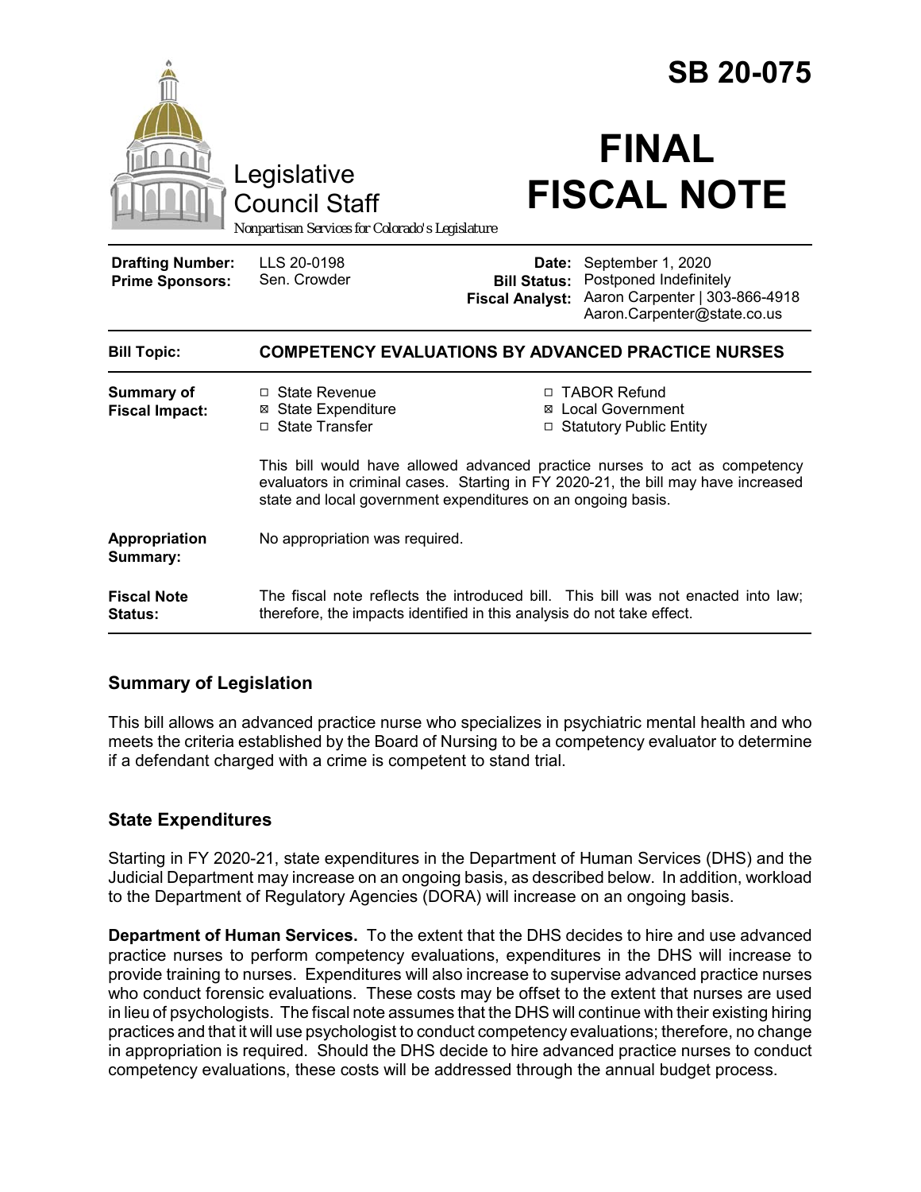# SB 20-075

Legislative Council Staff

*Nonpartisan Services for Colorado's Legislature*

# FINAL FISCAL NOTE

| | | | |
|---|---|---|---|
| **Drafting Number:** | LLS 20-0198 | **Date:** | September 1, 2020 |
| **Prime Sponsors:** | Sen. Crowder | **Bill Status:** | Postponed Indefinitely |
| | | **Fiscal Analyst:** | Aaron Carpenter \| 303-866-4918 Aaron.Carpenter@state.co.us |

| | |
|---|---|
| **Bill Topic:** | **COMPETENCY EVALUATIONS BY ADVANCED PRACTICE NURSES** |
| **Summary of Fiscal Impact:** | ☐ State Revenue ☒ State Expenditure ☐ State Transfer ☐ TABOR Refund ☒ Local Government ☐ Statutory Public Entity<br><br>This bill would have allowed advanced practice nurses to act as competency evaluators in criminal cases. Starting in FY 2020-21, the bill may have increased state and local government expenditures on an ongoing basis. |
| **Appropriation Summary:** | No appropriation was required. |
| **Fiscal Note Status:** | The fiscal note reflects the introduced bill. This bill was not enacted into law; therefore, the impacts identified in this analysis do not take effect. |

## Summary of Legislation

This bill allows an advanced practice nurse who specializes in psychiatric mental health and who meets the criteria established by the Board of Nursing to be a competency evaluator to determine if a defendant charged with a crime is competent to stand trial.

## State Expenditures

Starting in FY 2020-21, state expenditures in the Department of Human Services (DHS) and the Judicial Department may increase on an ongoing basis, as described below. In addition, workload to the Department of Regulatory Agencies (DORA) will increase on an ongoing basis.

**Department of Human Services.** To the extent that the DHS decides to hire and use advanced practice nurses to perform competency evaluations, expenditures in the DHS will increase to provide training to nurses. Expenditures will also increase to supervise advanced practice nurses who conduct forensic evaluations. These costs may be offset to the extent that nurses are used in lieu of psychologists. The fiscal note assumes that the DHS will continue with their existing hiring practices and that it will use psychologist to conduct competency evaluations; therefore, no change in appropriation is required. Should the DHS decide to hire advanced practice nurses to conduct competency evaluations, these costs will be addressed through the annual budget process.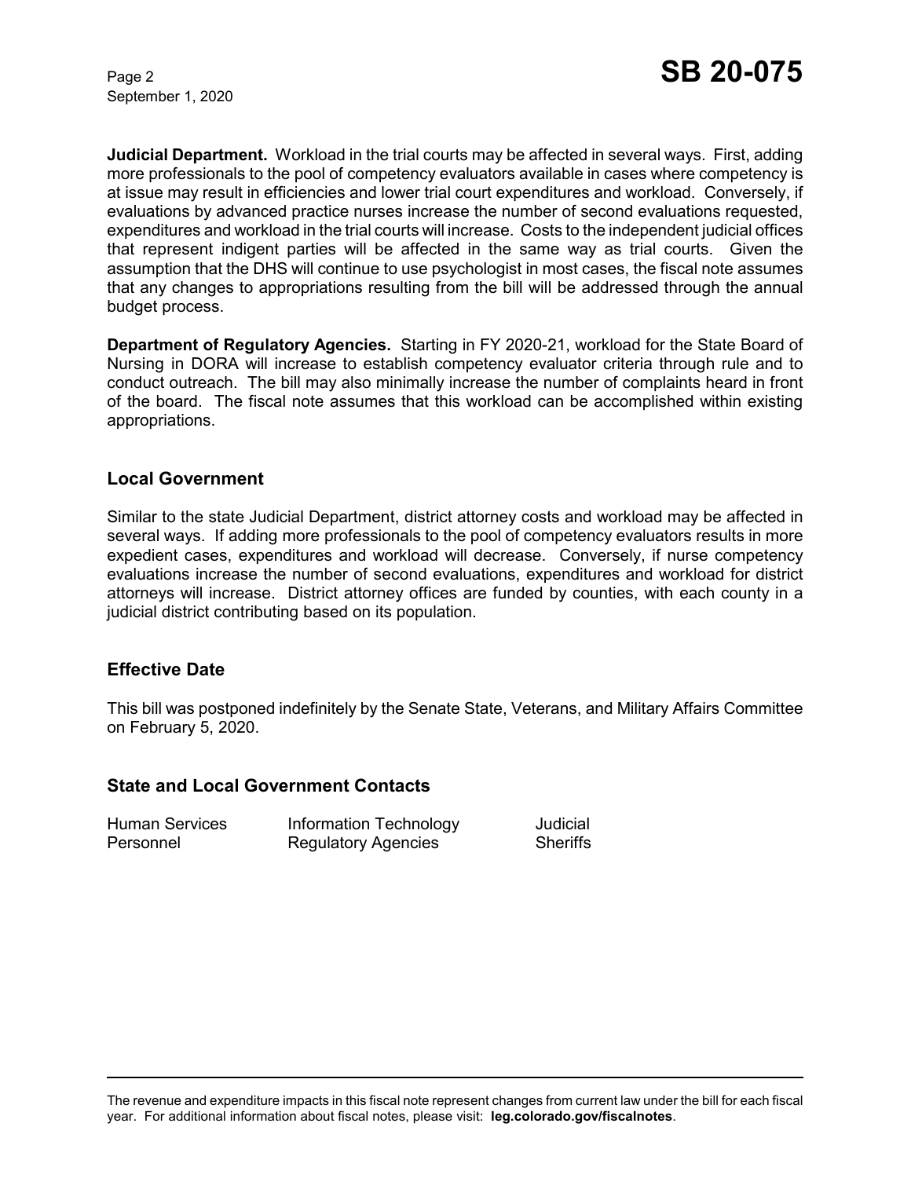**Judicial Department.** Workload in the trial courts may be affected in several ways. First, adding more professionals to the pool of competency evaluators available in cases where competency is at issue may result in efficiencies and lower trial court expenditures and workload. Conversely, if evaluations by advanced practice nurses increase the number of second evaluations requested, expenditures and workload in the trial courts will increase. Costs to the independent judicial offices that represent indigent parties will be affected in the same way as trial courts. Given the assumption that the DHS will continue to use psychologist in most cases, the fiscal note assumes that any changes to appropriations resulting from the bill will be addressed through the annual budget process.

**Department of Regulatory Agencies.** Starting in FY 2020-21, workload for the State Board of Nursing in DORA will increase to establish competency evaluator criteria through rule and to conduct outreach. The bill may also minimally increase the number of complaints heard in front of the board. The fiscal note assumes that this workload can be accomplished within existing appropriations.

## Local Government

Similar to the state Judicial Department, district attorney costs and workload may be affected in several ways. If adding more professionals to the pool of competency evaluators results in more expedient cases, expenditures and workload will decrease. Conversely, if nurse competency evaluations increase the number of second evaluations, expenditures and workload for district attorneys will increase. District attorney offices are funded by counties, with each county in a judicial district contributing based on its population.

## Effective Date

This bill was postponed indefinitely by the Senate State, Veterans, and Military Affairs Committee on February 5, 2020.

## State and Local Government Contacts

| | | |
|---|---|---|
| Human Services | Information Technology | Judicial |
| Personnel | Regulatory Agencies | Sheriffs |

The revenue and expenditure impacts in this fiscal note represent changes from current law under the bill for each fiscal year. For additional information about fiscal notes, please visit: **leg.colorado.gov/fiscalnotes**.